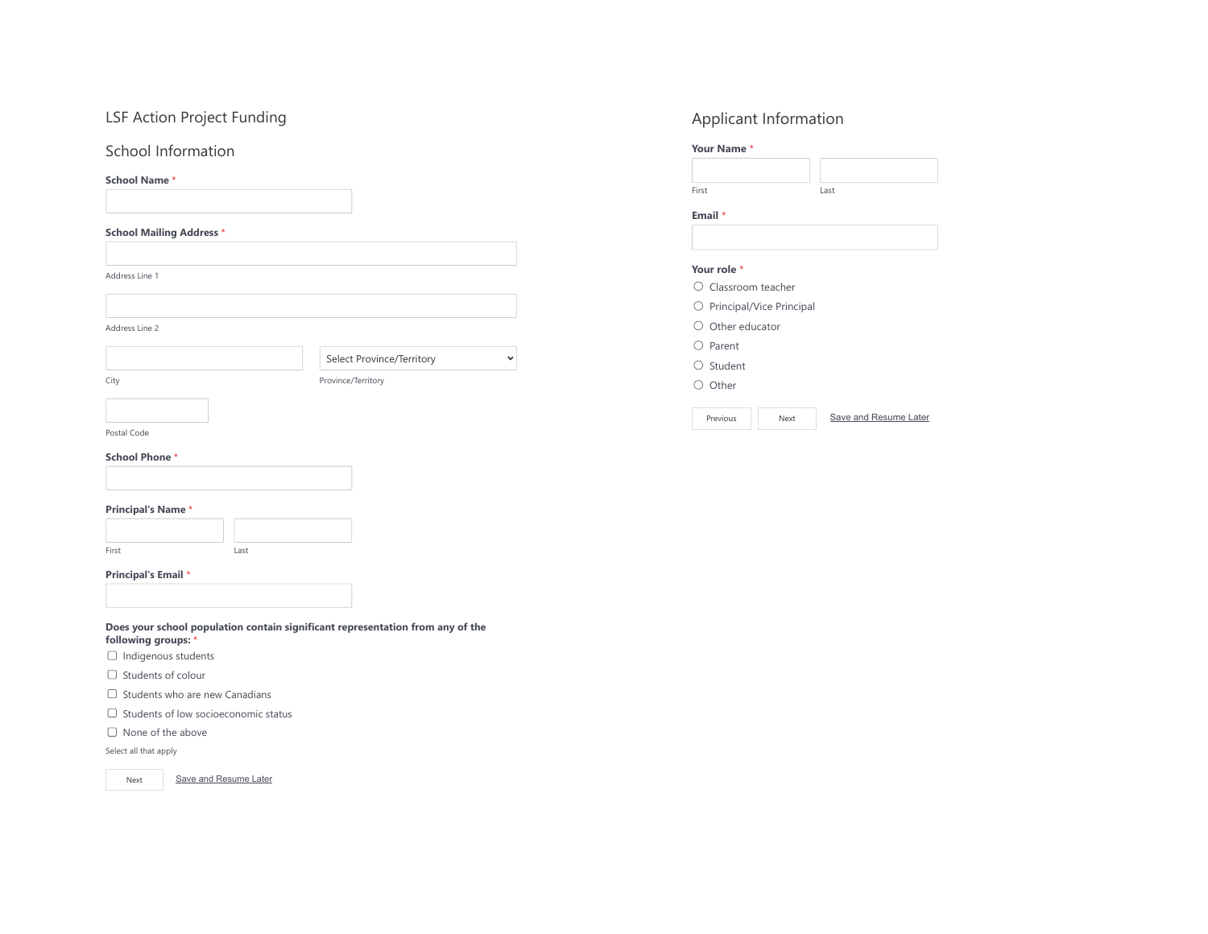# LSF Action Project Funding

## School Information

**School Name** *

**School Mailing Address** *

Address Line 1

Address Line 2

City

Select Province/Territory

Province/Territory

Postal Code

**School Phone** *

**Principal's Name** *

First

Last

**Principal's Email** *

**Does your school population contain significant representation from any of the following groups:** *

- ☐ Indigenous students
- ☐ Students of colour
- ☐ Students who are new Canadians
- ☐ Students of low socioeconomic status
- ☐ None of the above

Select all that apply

Next | Save and Resume Later

## Applicant Information

**Your Name** *

First

Last

**Email** *

**Your role** *

- ○ Classroom teacher
- ○ Principal/Vice Principal
- ○ Other educator
- ○ Parent
- ○ Student
- ○ Other

Previous | Next | Save and Resume Later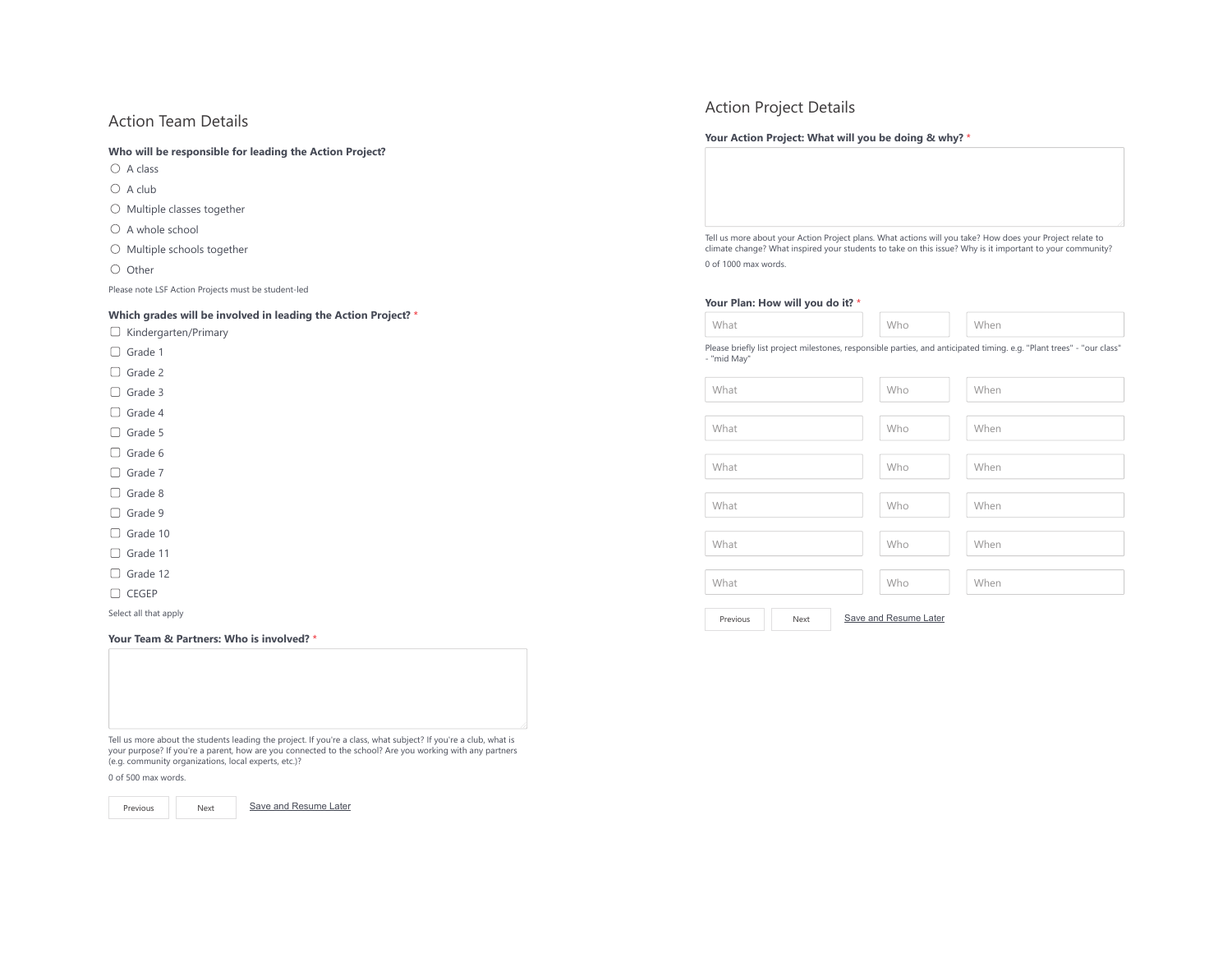## Action Team Details

**Who will be responsible for leading the Action Project?**

- ○ A class
- ○ A club
- ○ Multiple classes together
- ○ A whole school
- ○ Multiple schools together
- ○ Other

Please note LSF Action Projects must be student-led

**Which grades will be involved in leading the Action Project?** *

- ☐ Kindergarten/Primary
- ☐ Grade 1
- ☐ Grade 2
- ☐ Grade 3
- ☐ Grade 4
- ☐ Grade 5
- ☐ Grade 6
- ☐ Grade 7
- ☐ Grade 8
- ☐ Grade 9
- ☐ Grade 10
- ☐ Grade 11
- ☐ Grade 12
- ☐ CEGEP

Select all that apply

**Your Team & Partners: Who is involved?** *

Tell us more about the students leading the project. If you're a class, what subject? If you're a club, what is your purpose? If you're a parent, how are you connected to the school? Are you working with any partners (e.g. community organizations, local experts, etc.)?

0 of 500 max words.

Previous | Next | Save and Resume Later

## Action Project Details

**Your Action Project: What will you be doing & why?** *

Tell us more about your Action Project plans. What actions will you take? How does your Project relate to climate change? What inspired your students to take on this issue? Why is it important to your community?

0 of 1000 max words.

**Your Plan: How will you do it?** *

| What | Who | When |
|---|---|---|
| | | |

Please briefly list project milestones, responsible parties, and anticipated timing. e.g. "Plant trees" - "our class" - "mid May"

| What | Who | When |
|---|---|---|
| | | |
| | | |
| | | |
| | | |
| | | |
| | | |

Previous | Next | Save and Resume Later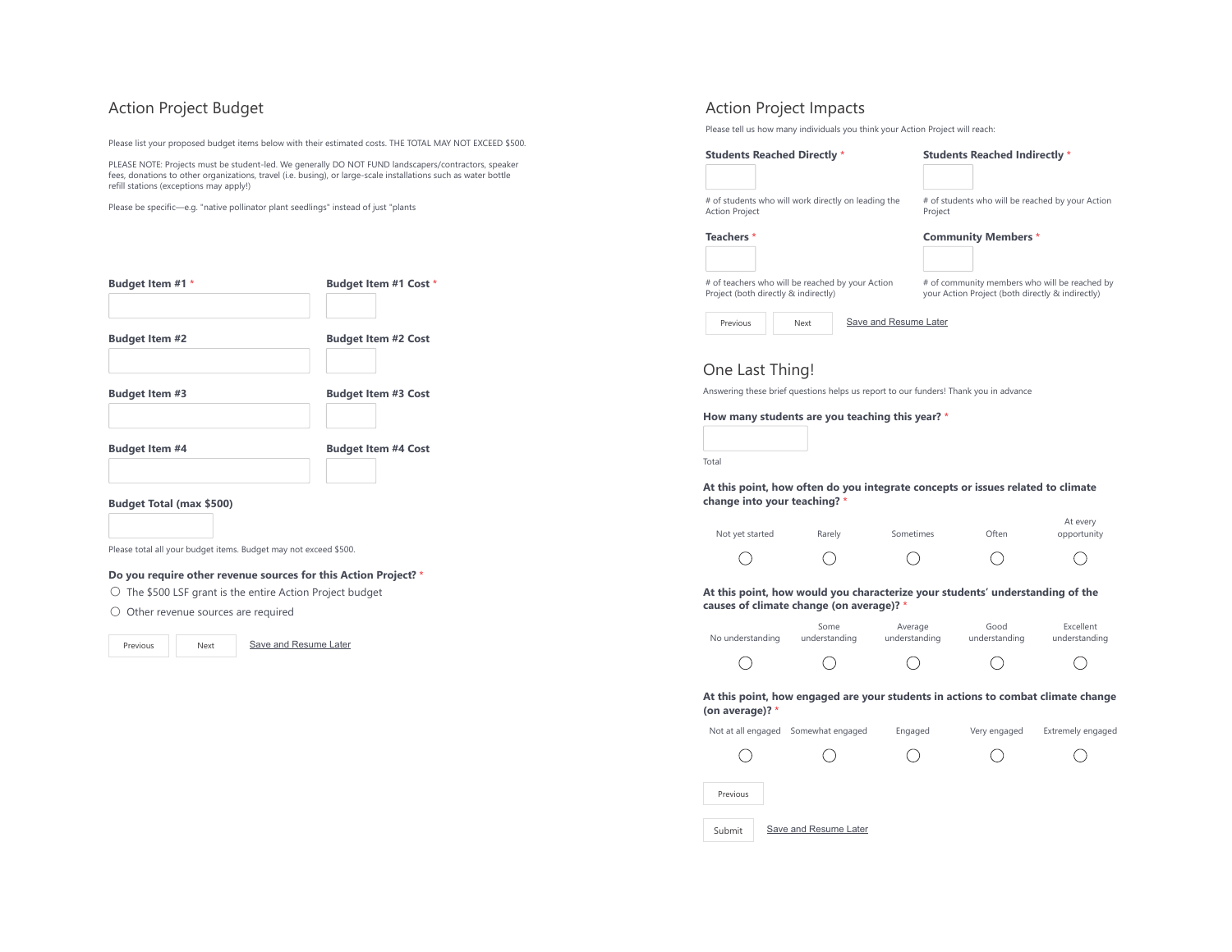## Action Project Budget

Please list your proposed budget items below with their estimated costs. THE TOTAL MAY NOT EXCEED $500.

PLEASE NOTE: Projects must be student-led. We generally DO NOT FUND landscapers/contractors, speaker fees, donations to other organizations, travel (i.e. busing), or large-scale installations such as water bottle refill stations (exceptions may apply!)

Please be specific—e.g. "native pollinator plant seedlings" instead of just "plants

**Budget Item #1** *

**Budget Item #1 Cost** *

**Budget Item #2**

**Budget Item #2 Cost**

**Budget Item #3**

**Budget Item #3 Cost**

**Budget Item #4**

**Budget Item #4 Cost**

**Budget Total (max $500)**

Please total all your budget items. Budget may not exceed $500.

**Do you require other revenue sources for this Action Project?** *

- ○ The $500 LSF grant is the entire Action Project budget
- ○ Other revenue sources are required

Previous | Next | Save and Resume Later

## Action Project Impacts

Please tell us how many individuals you think your Action Project will reach:

**Students Reached Directly** *

# of students who will work directly on leading the Action Project

**Students Reached Indirectly** *

# of students who will be reached by your Action Project

**Teachers** *

# of teachers who will be reached by your Action Project (both directly & indirectly)

**Community Members** *

# of community members who will be reached by your Action Project (both directly & indirectly)

Previous | Next | Save and Resume Later

## One Last Thing!

Answering these brief questions helps us report to our funders! Thank you in advance

**How many students are you teaching this year?** *

Total

**At this point, how often do you integrate concepts or issues related to climate change into your teaching?** *

| Not yet started | Rarely | Sometimes | Often | At every opportunity |
|---|---|---|---|---|
| ○ | ○ | ○ | ○ | ○ |

**At this point, how would you characterize your students' understanding of the causes of climate change (on average)?** *

| No understanding | Some understanding | Average understanding | Good understanding | Excellent understanding |
|---|---|---|---|---|
| ○ | ○ | ○ | ○ | ○ |

**At this point, how engaged are your students in actions to combat climate change (on average)?** *

| Not at all engaged | Somewhat engaged | Engaged | Very engaged | Extremely engaged |
|---|---|---|---|---|
| ○ | ○ | ○ | ○ | ○ |

Previous

Submit | Save and Resume Later